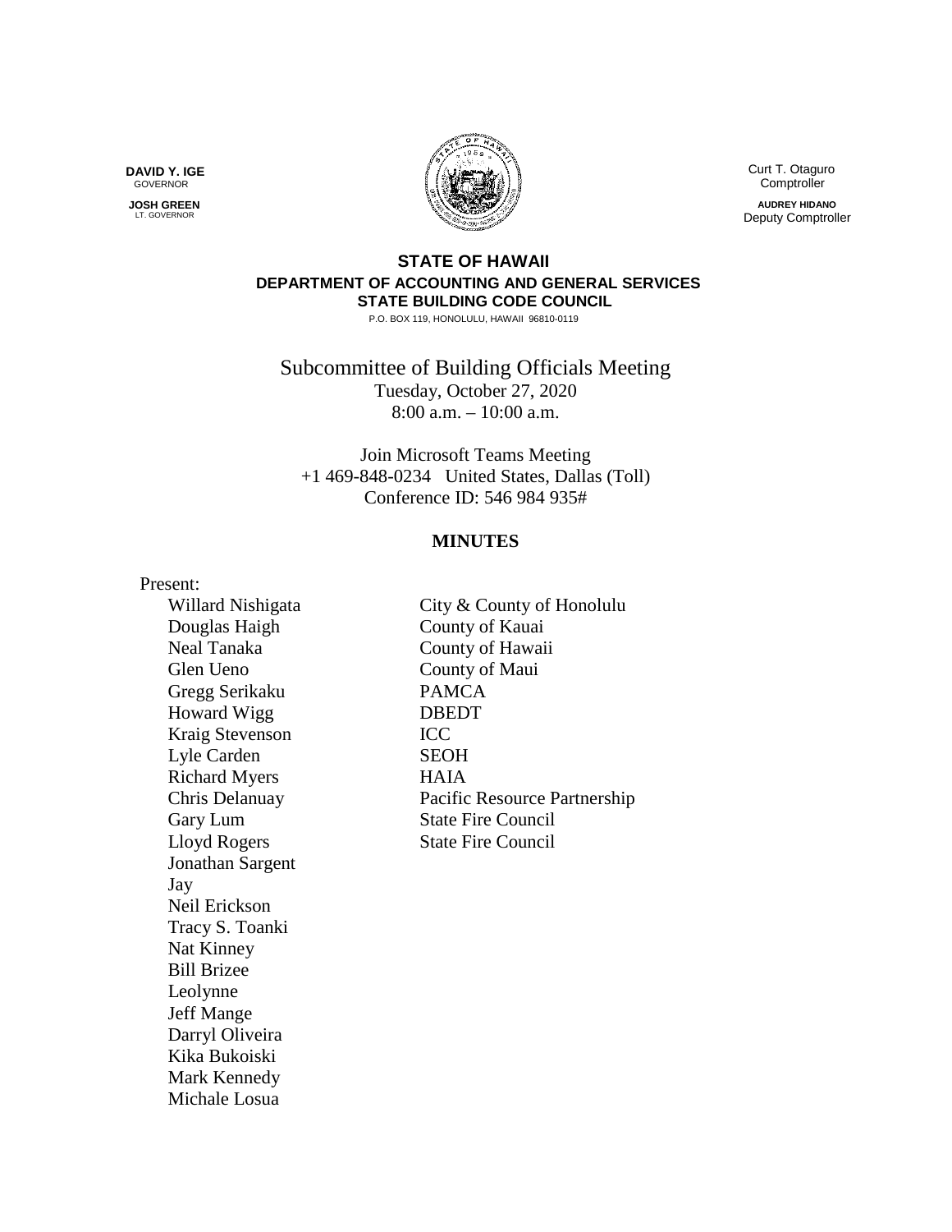**DAVID Y. IGE**
GOVERNOR

**JOSH GREEN**
LT. GOVERNOR

Curt T. Otaguro
Comptroller

**AUDREY HIDANO**
Deputy Comptroller

**STATE OF HAWAII**
**DEPARTMENT OF ACCOUNTING AND GENERAL SERVICES**
**STATE BUILDING CODE COUNCIL**
P.O. BOX 119, HONOLULU, HAWAII 96810-0119

# Subcommittee of Building Officials Meeting

Tuesday, October 27, 2020
8:00 a.m. – 10:00 a.m.

Join Microsoft Teams Meeting
+1 469-848-0234 United States, Dallas (Toll)
Conference ID: 546 984 935#

## MINUTES

Present:

| | |
|---|---|
| Willard Nishigata | City & County of Honolulu |
| Douglas Haigh | County of Kauai |
| Neal Tanaka | County of Hawaii |
| Glen Ueno | County of Maui |
| Gregg Serikaku | PAMCA |
| Howard Wigg | DBEDT |
| Kraig Stevenson | ICC |
| Lyle Carden | SEOH |
| Richard Myers | HAIA |
| Chris Delanuay | Pacific Resource Partnership |
| Gary Lum | State Fire Council |
| Lloyd Rogers | State Fire Council |
| Jonathan Sargent | |
| Jay | |
| Neil Erickson | |
| Tracy S. Toanki | |
| Nat Kinney | |
| Bill Brizee | |
| Leolynne | |
| Jeff Mange | |
| Darryl Oliveira | |
| Kika Bukoiski | |
| Mark Kennedy | |
| Michale Losua | |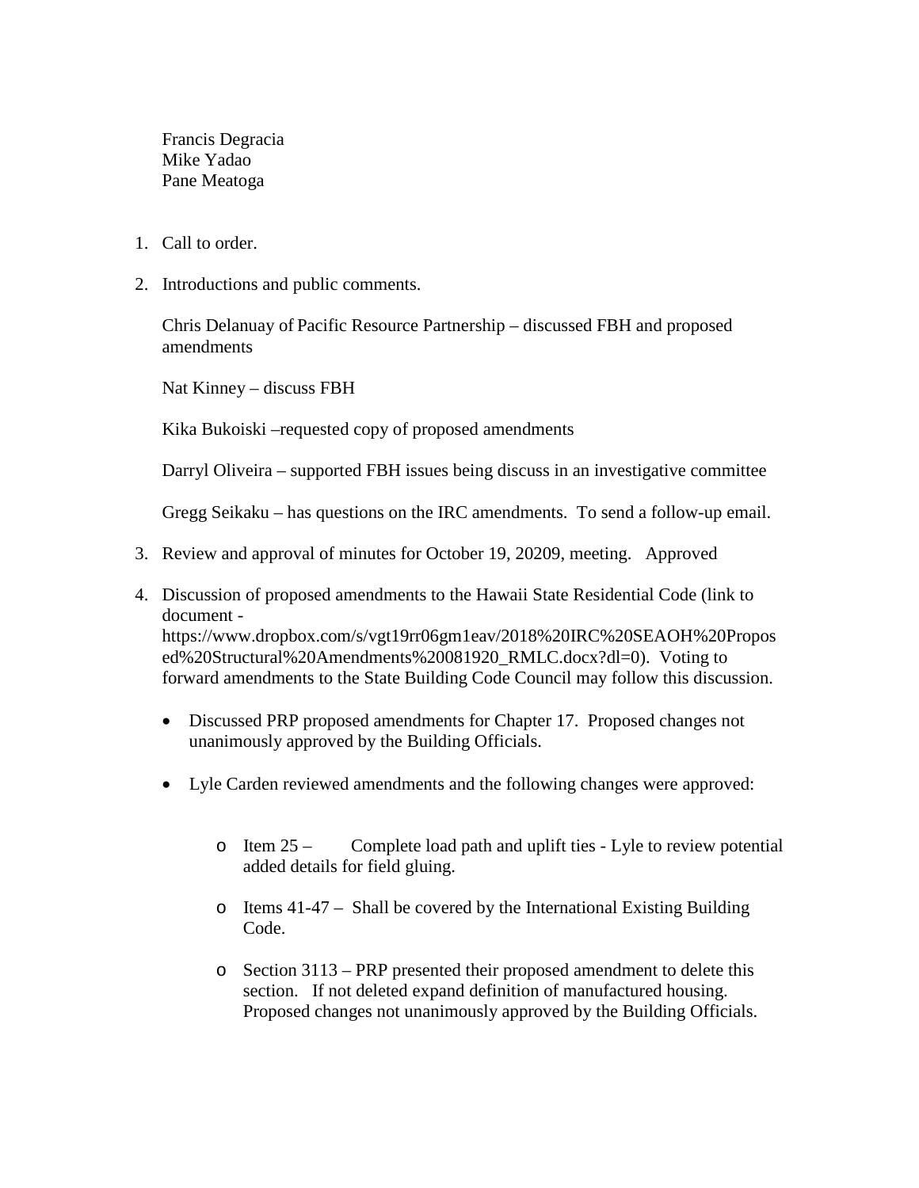Francis Degracia
Mike Yadao
Pane Meatoga

1. Call to order.

2. Introductions and public comments.

   Chris Delanuay of Pacific Resource Partnership – discussed FBH and proposed amendments

   Nat Kinney – discuss FBH

   Kika Bukoiski –requested copy of proposed amendments

   Darryl Oliveira – supported FBH issues being discuss in an investigative committee

   Gregg Seikaku – has questions on the IRC amendments. To send a follow-up email.

3. Review and approval of minutes for October 19, 20209, meeting. Approved

4. Discussion of proposed amendments to the Hawaii State Residential Code (link to document - https://www.dropbox.com/s/vgt19rr06gm1eav/2018%20IRC%20SEAOH%20Proposed%20Structural%20Amendments%20081920_RMLC.docx?dl=0). Voting to forward amendments to the State Building Code Council may follow this discussion.

   - Discussed PRP proposed amendments for Chapter 17. Proposed changes not unanimously approved by the Building Officials.

   - Lyle Carden reviewed amendments and the following changes were approved:

     - Item 25 – Complete load path and uplift ties - Lyle to review potential added details for field gluing.

     - Items 41-47 – Shall be covered by the International Existing Building Code.

     - Section 3113 – PRP presented their proposed amendment to delete this section. If not deleted expand definition of manufactured housing. Proposed changes not unanimously approved by the Building Officials.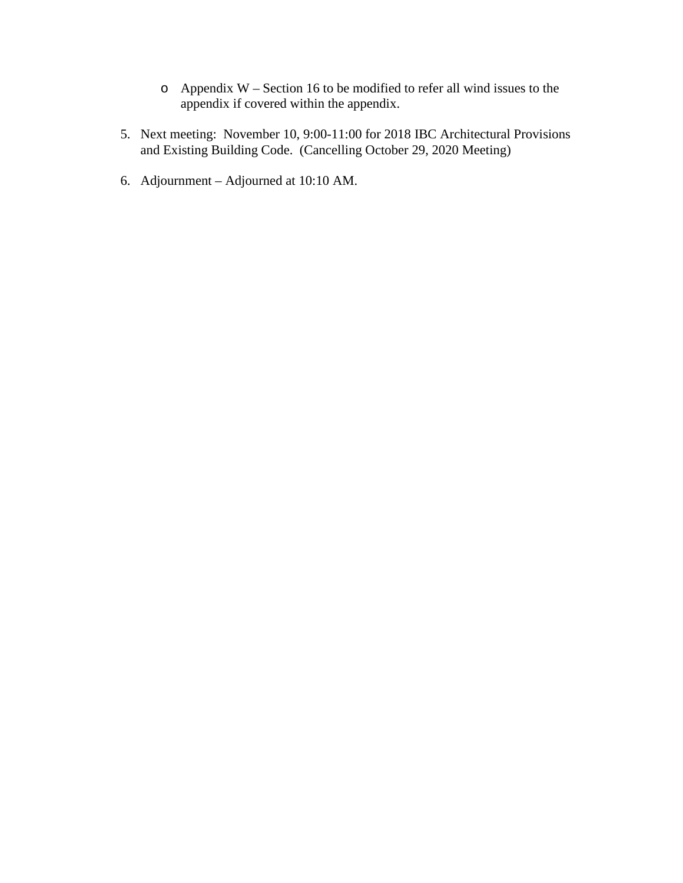- Appendix W – Section 16 to be modified to refer all wind issues to the appendix if covered within the appendix.

5. Next meeting: November 10, 9:00-11:00 for 2018 IBC Architectural Provisions and Existing Building Code. (Cancelling October 29, 2020 Meeting)

6. Adjournment – Adjourned at 10:10 AM.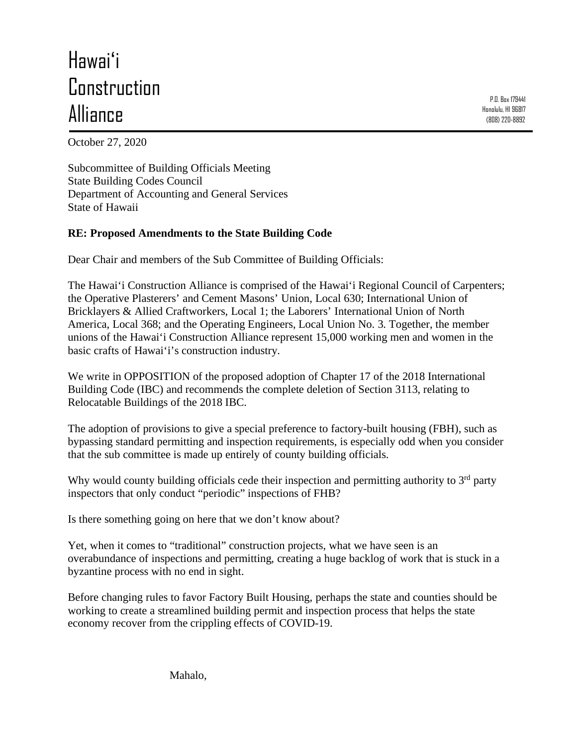# Hawai'i Construction Alliance

P.O. Box 179441
Honolulu, HI 96817
(808) 220-8892

October 27, 2020

Subcommittee of Building Officials Meeting
State Building Codes Council
Department of Accounting and General Services
State of Hawaii

**RE: Proposed Amendments to the State Building Code**

Dear Chair and members of the Sub Committee of Building Officials:

The Hawai'i Construction Alliance is comprised of the Hawai'i Regional Council of Carpenters; the Operative Plasterers' and Cement Masons' Union, Local 630; International Union of Bricklayers & Allied Craftworkers, Local 1; the Laborers' International Union of North America, Local 368; and the Operating Engineers, Local Union No. 3. Together, the member unions of the Hawai'i Construction Alliance represent 15,000 working men and women in the basic crafts of Hawai'i's construction industry.

We write in OPPOSITION of the proposed adoption of Chapter 17 of the 2018 International Building Code (IBC) and recommends the complete deletion of Section 3113, relating to Relocatable Buildings of the 2018 IBC.

The adoption of provisions to give a special preference to factory-built housing (FBH), such as bypassing standard permitting and inspection requirements, is especially odd when you consider that the sub committee is made up entirely of county building officials.

Why would county building officials cede their inspection and permitting authority to 3rd party inspectors that only conduct "periodic" inspections of FHB?

Is there something going on here that we don't know about?

Yet, when it comes to "traditional" construction projects, what we have seen is an overabundance of inspections and permitting, creating a huge backlog of work that is stuck in a byzantine process with no end in sight.

Before changing rules to favor Factory Built Housing, perhaps the state and counties should be working to create a streamlined building permit and inspection process that helps the state economy recover from the crippling effects of COVID-19.

Mahalo,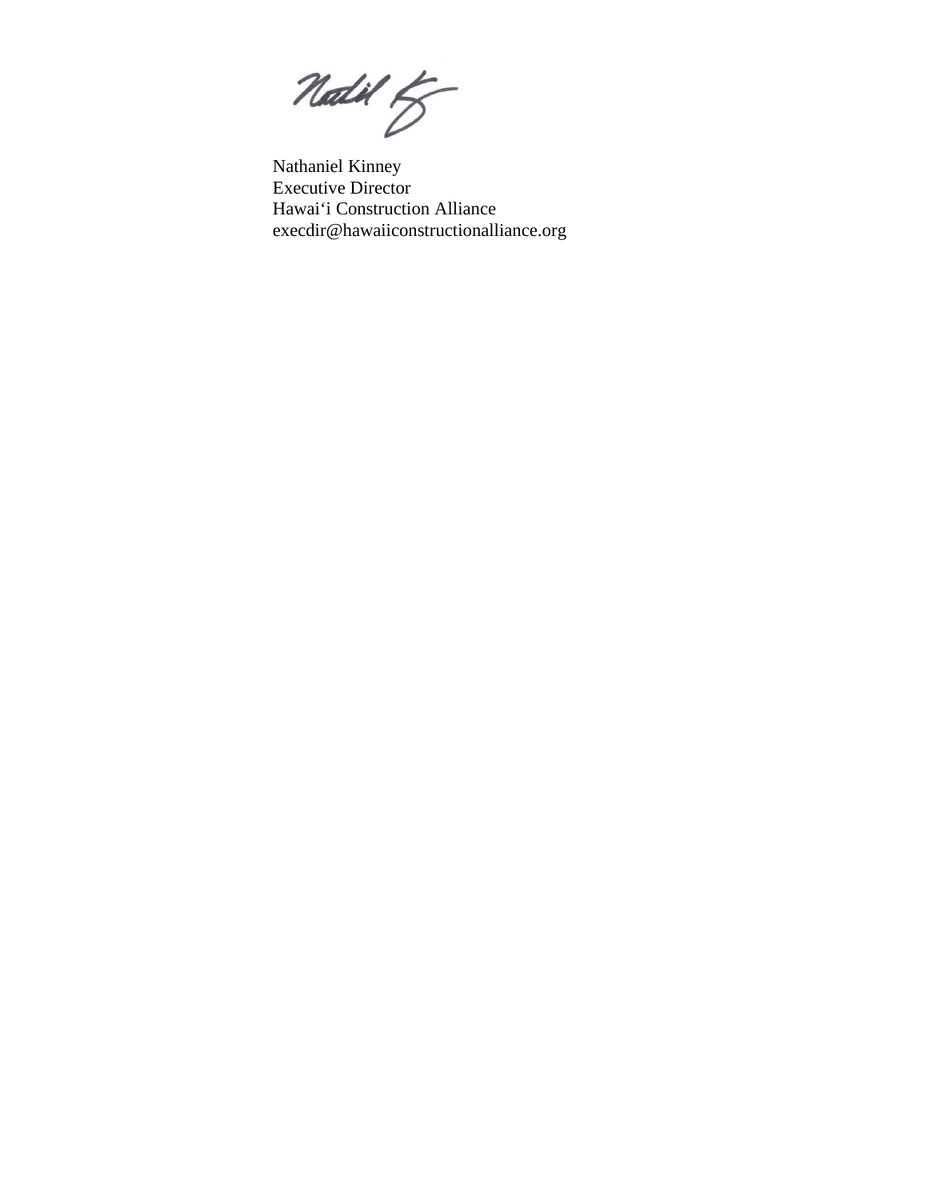Nathaniel Kinney
Executive Director
Hawai‘i Construction Alliance
execdir@hawaiiconstructionalliance.org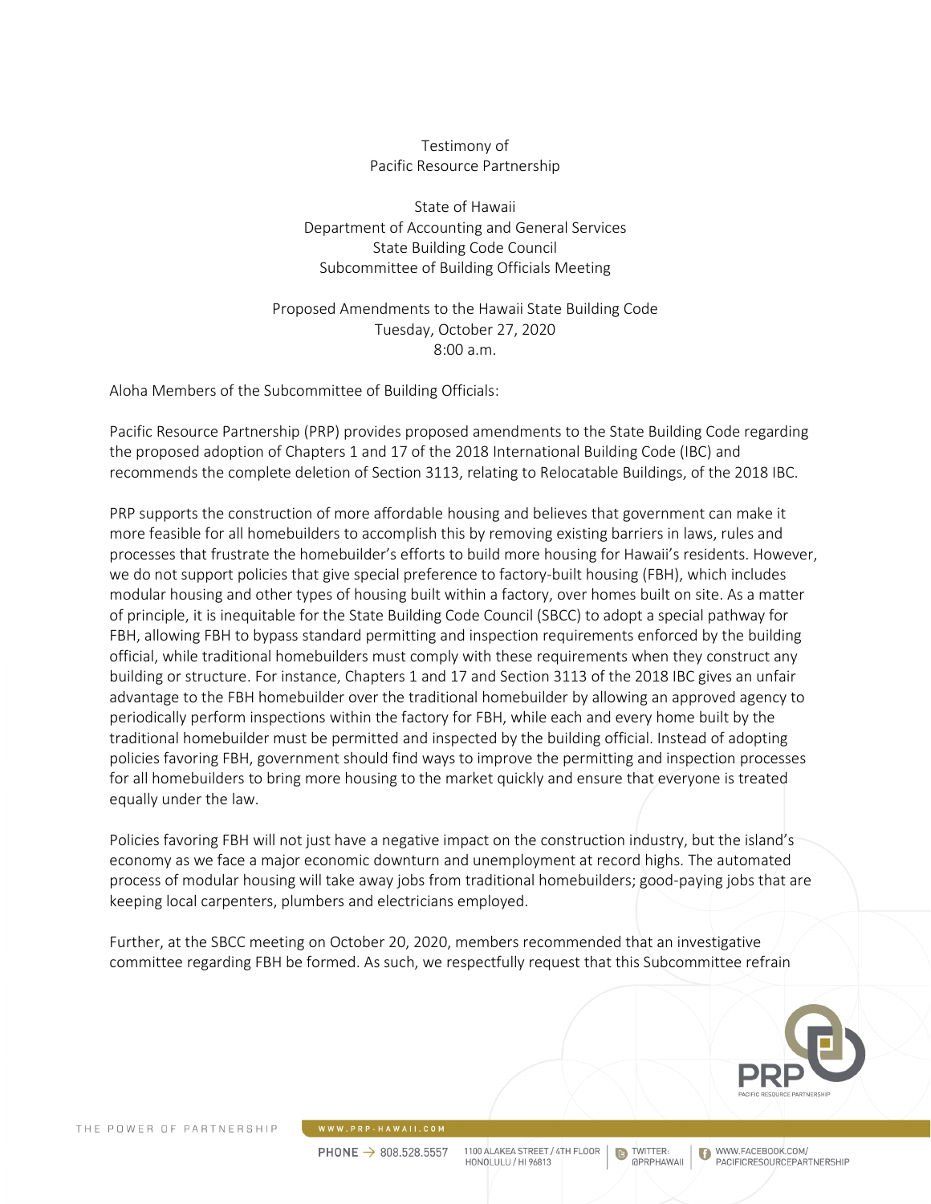Testimony of
Pacific Resource Partnership

State of Hawaii
Department of Accounting and General Services
State Building Code Council
Subcommittee of Building Officials Meeting

Proposed Amendments to the Hawaii State Building Code
Tuesday, October 27, 2020
8:00 a.m.

Aloha Members of the Subcommittee of Building Officials:

Pacific Resource Partnership (PRP) provides proposed amendments to the State Building Code regarding the proposed adoption of Chapters 1 and 17 of the 2018 International Building Code (IBC) and recommends the complete deletion of Section 3113, relating to Relocatable Buildings, of the 2018 IBC.

PRP supports the construction of more affordable housing and believes that government can make it more feasible for all homebuilders to accomplish this by removing existing barriers in laws, rules and processes that frustrate the homebuilder's efforts to build more housing for Hawaii's residents. However, we do not support policies that give special preference to factory-built housing (FBH), which includes modular housing and other types of housing built within a factory, over homes built on site. As a matter of principle, it is inequitable for the State Building Code Council (SBCC) to adopt a special pathway for FBH, allowing FBH to bypass standard permitting and inspection requirements enforced by the building official, while traditional homebuilders must comply with these requirements when they construct any building or structure. For instance, Chapters 1 and 17 and Section 3113 of the 2018 IBC gives an unfair advantage to the FBH homebuilder over the traditional homebuilder by allowing an approved agency to periodically perform inspections within the factory for FBH, while each and every home built by the traditional homebuilder must be permitted and inspected by the building official. Instead of adopting policies favoring FBH, government should find ways to improve the permitting and inspection processes for all homebuilders to bring more housing to the market quickly and ensure that everyone is treated equally under the law.

Policies favoring FBH will not just have a negative impact on the construction industry, but the island's economy as we face a major economic downturn and unemployment at record highs. The automated process of modular housing will take away jobs from traditional homebuilders; good-paying jobs that are keeping local carpenters, plumbers and electricians employed.

Further, at the SBCC meeting on October 20, 2020, members recommended that an investigative committee regarding FBH be formed. As such, we respectfully request that this Subcommittee refrain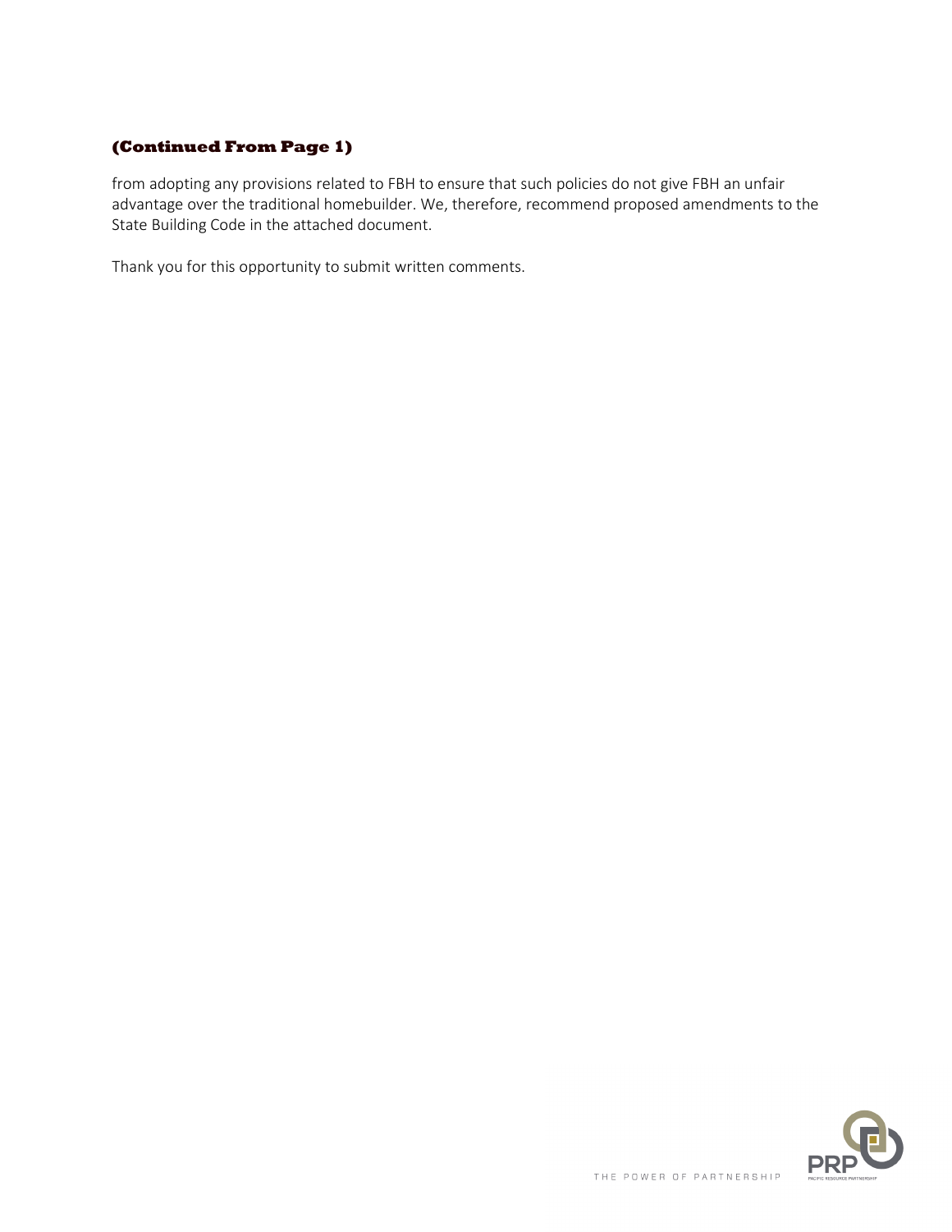**(Continued From Page 1)**

from adopting any provisions related to FBH to ensure that such policies do not give FBH an unfair advantage over the traditional homebuilder. We, therefore, recommend proposed amendments to the State Building Code in the attached document.

Thank you for this opportunity to submit written comments.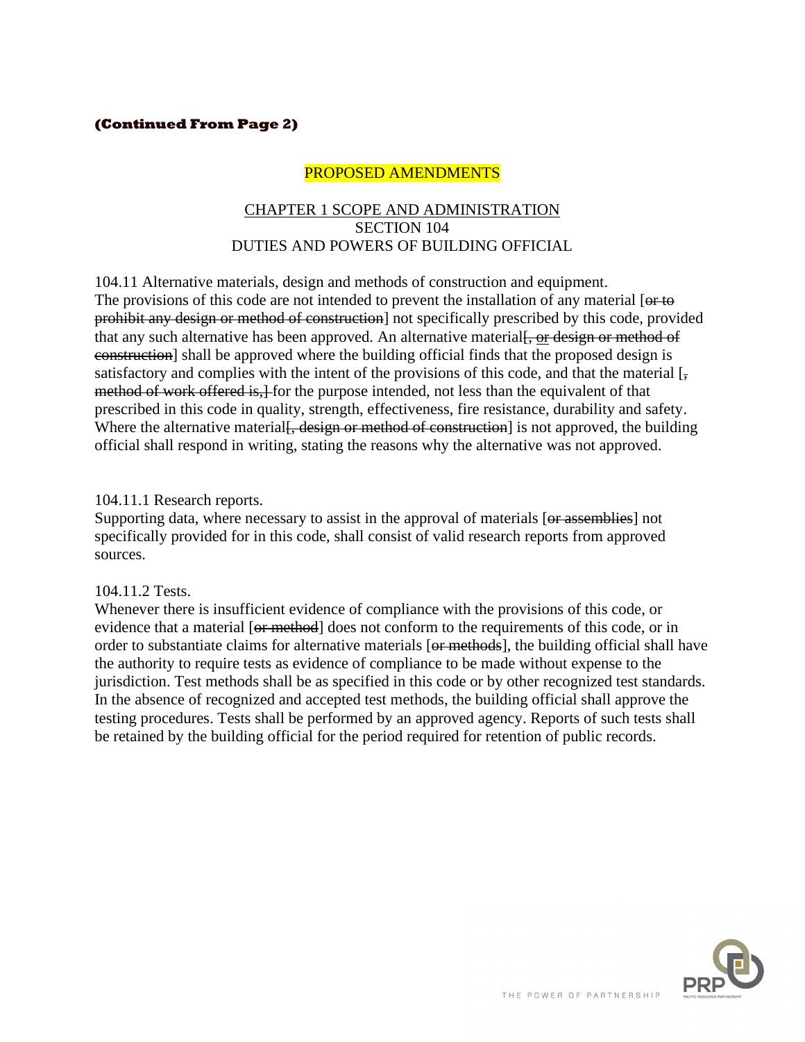**(Continued From Page 2)**

PROPOSED AMENDMENTS

CHAPTER 1 SCOPE AND ADMINISTRATION
SECTION 104
DUTIES AND POWERS OF BUILDING OFFICIAL

104.11 Alternative materials, design and methods of construction and equipment.
The provisions of this code are not intended to prevent the installation of any material [~~or to prohibit any design or method of construction~~] not specifically prescribed by this code, provided that any such alternative has been approved. An alternative material[~~, or design or method of construction~~] shall be approved where the building official finds that the proposed design is satisfactory and complies with the intent of the provisions of this code, and that the material [~~, method of work offered is,~~] for the purpose intended, not less than the equivalent of that prescribed in this code in quality, strength, effectiveness, fire resistance, durability and safety. Where the alternative material[~~, design or method of construction~~] is not approved, the building official shall respond in writing, stating the reasons why the alternative was not approved.

104.11.1 Research reports.
Supporting data, where necessary to assist in the approval of materials [~~or assemblies~~] not specifically provided for in this code, shall consist of valid research reports from approved sources.

104.11.2 Tests.
Whenever there is insufficient evidence of compliance with the provisions of this code, or evidence that a material [~~or method~~] does not conform to the requirements of this code, or in order to substantiate claims for alternative materials [~~or methods~~], the building official shall have the authority to require tests as evidence of compliance to be made without expense to the jurisdiction. Test methods shall be as specified in this code or by other recognized test standards. In the absence of recognized and accepted test methods, the building official shall approve the testing procedures. Tests shall be performed by an approved agency. Reports of such tests shall be retained by the building official for the period required for retention of public records.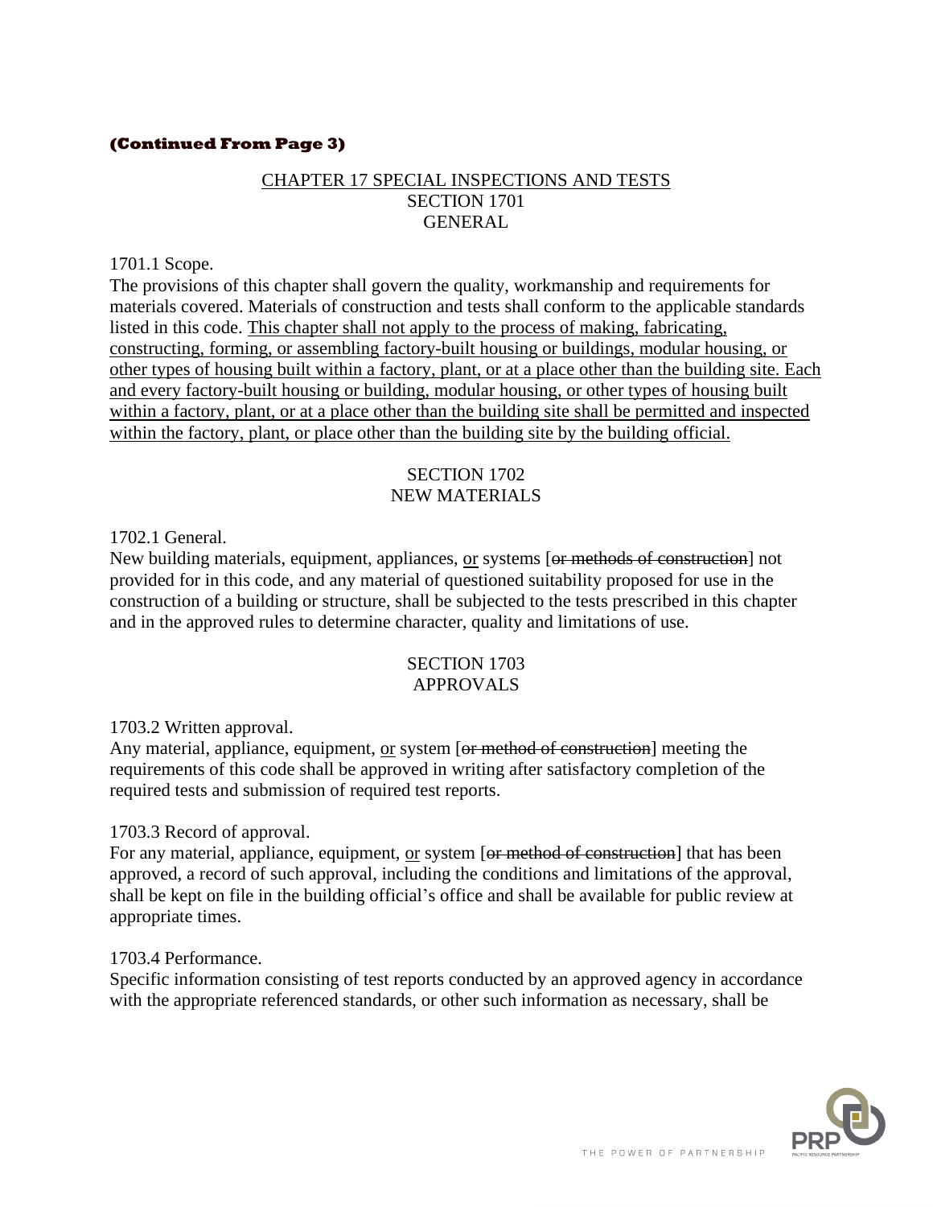**(Continued From Page 3)**

<u>CHAPTER 17 SPECIAL INSPECTIONS AND TESTS</u>
SECTION 1701
GENERAL

1701.1 Scope.
The provisions of this chapter shall govern the quality, workmanship and requirements for materials covered. Materials of construction and tests shall conform to the applicable standards listed in this code. <u>This chapter shall not apply to the process of making, fabricating, constructing, forming, or assembling factory-built housing or buildings, modular housing, or other types of housing built within a factory, plant, or at a place other than the building site. Each and every factory-built housing or building, modular housing, or other types of housing built within a factory, plant, or at a place other than the building site shall be permitted and inspected within the factory, plant, or place other than the building site by the building official.</u>

SECTION 1702
NEW MATERIALS

1702.1 General.
New building materials, equipment, appliances, <u>or</u> systems [~~or methods of construction~~] not provided for in this code, and any material of questioned suitability proposed for use in the construction of a building or structure, shall be subjected to the tests prescribed in this chapter and in the approved rules to determine character, quality and limitations of use.

SECTION 1703
APPROVALS

1703.2 Written approval.
Any material, appliance, equipment, <u>or</u> system [~~or method of construction~~] meeting the requirements of this code shall be approved in writing after satisfactory completion of the required tests and submission of required test reports.

1703.3 Record of approval.
For any material, appliance, equipment, <u>or</u> system [~~or method of construction~~] that has been approved, a record of such approval, including the conditions and limitations of the approval, shall be kept on file in the building official's office and shall be available for public review at appropriate times.

1703.4 Performance.
Specific information consisting of test reports conducted by an approved agency in accordance with the appropriate referenced standards, or other such information as necessary, shall be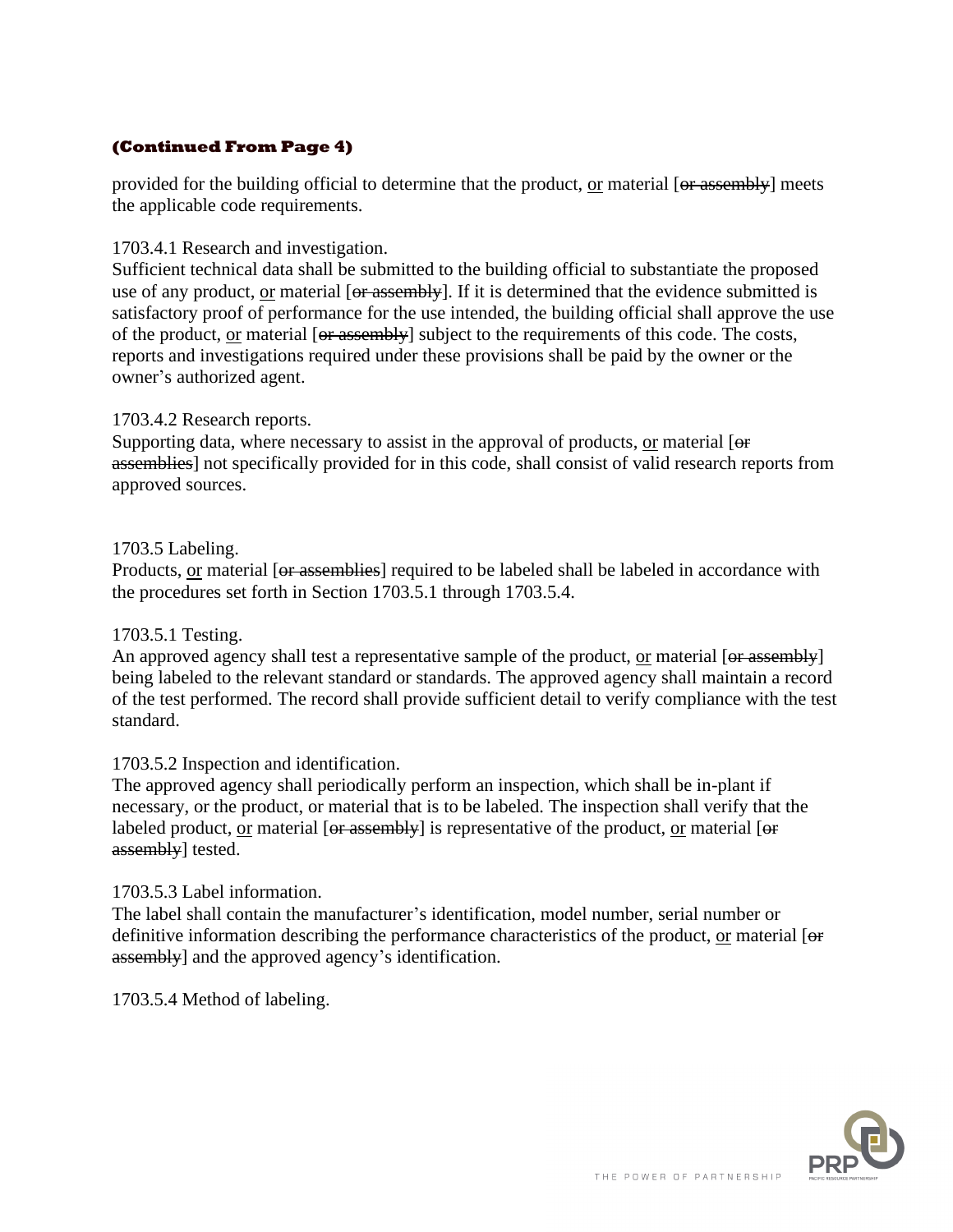**(Continued From Page 4)**

provided for the building official to determine that the product, <u>or</u> material [~~or assembly~~] meets the applicable code requirements.

1703.4.1 Research and investigation.
Sufficient technical data shall be submitted to the building official to substantiate the proposed use of any product, <u>or</u> material [~~or assembly~~]. If it is determined that the evidence submitted is satisfactory proof of performance for the use intended, the building official shall approve the use of the product, <u>or</u> material [~~or assembly~~] subject to the requirements of this code. The costs, reports and investigations required under these provisions shall be paid by the owner or the owner's authorized agent.

1703.4.2 Research reports.
Supporting data, where necessary to assist in the approval of products, <u>or</u> material [~~or assemblies~~] not specifically provided for in this code, shall consist of valid research reports from approved sources.

1703.5 Labeling.
Products, <u>or</u> material [~~or assemblies~~] required to be labeled shall be labeled in accordance with the procedures set forth in Section 1703.5.1 through 1703.5.4.

1703.5.1 Testing.
An approved agency shall test a representative sample of the product, <u>or</u> material [~~or assembly~~] being labeled to the relevant standard or standards. The approved agency shall maintain a record of the test performed. The record shall provide sufficient detail to verify compliance with the test standard.

1703.5.2 Inspection and identification.
The approved agency shall periodically perform an inspection, which shall be in-plant if necessary, or the product, or material that is to be labeled. The inspection shall verify that the labeled product, <u>or</u> material [~~or assembly~~] is representative of the product, <u>or</u> material [~~or assembly~~] tested.

1703.5.3 Label information.
The label shall contain the manufacturer's identification, model number, serial number or definitive information describing the performance characteristics of the product, <u>or</u> material [~~or assembly~~] and the approved agency's identification.

1703.5.4 Method of labeling.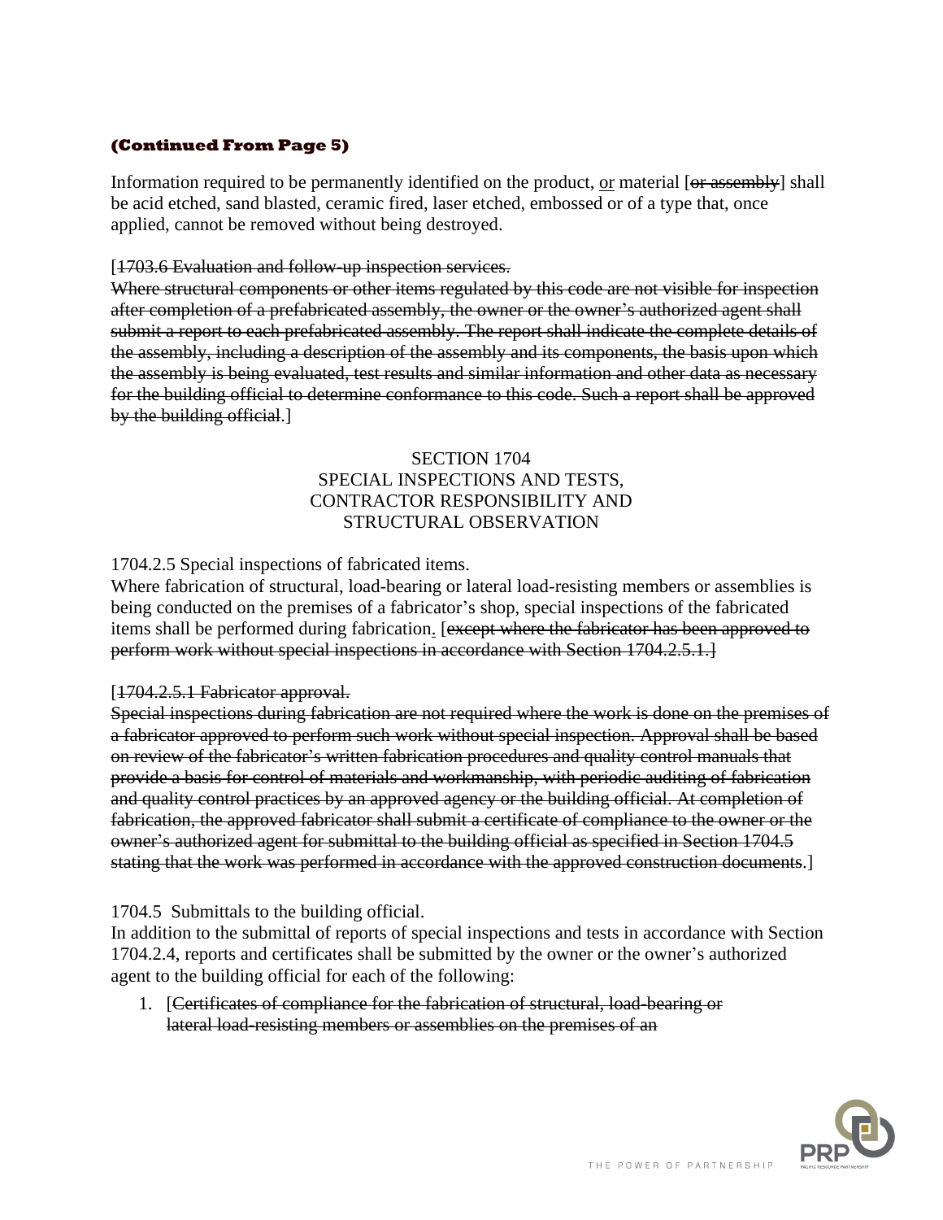**(Continued From Page 5)**

Information required to be permanently identified on the product, <u>or</u> material [~~or assembly~~] shall be acid etched, sand blasted, ceramic fired, laser etched, embossed or of a type that, once applied, cannot be removed without being destroyed.

[~~1703.6 Evaluation and follow-up inspection services.~~
~~Where structural components or other items regulated by this code are not visible for inspection after completion of a prefabricated assembly, the owner or the owner's authorized agent shall submit a report to each prefabricated assembly. The report shall indicate the complete details of the assembly, including a description of the assembly and its components, the basis upon which the assembly is being evaluated, test results and similar information and other data as necessary for the building official to determine conformance to this code. Such a report shall be approved by the building official~~.]

SECTION 1704
SPECIAL INSPECTIONS AND TESTS,
CONTRACTOR RESPONSIBILITY AND
STRUCTURAL OBSERVATION

1704.2.5 Special inspections of fabricated items.
Where fabrication of structural, load-bearing or lateral load-resisting members or assemblies is being conducted on the premises of a fabricator's shop, special inspections of the fabricated items shall be performed during fabrication<u>.</u> [~~except where the fabricator has been approved to perform work without special inspections in accordance with Section 1704.2.5.1.~~]

[~~1704.2.5.1 Fabricator approval.~~
~~Special inspections during fabrication are not required where the work is done on the premises of a fabricator approved to perform such work without special inspection. Approval shall be based on review of the fabricator's written fabrication procedures and quality control manuals that provide a basis for control of materials and workmanship, with periodic auditing of fabrication and quality control practices by an approved agency or the building official. At completion of fabrication, the approved fabricator shall submit a certificate of compliance to the owner or the owner's authorized agent for submittal to the building official as specified in Section 1704.5 stating that the work was performed in accordance with the approved construction documents~~.]

1704.5 Submittals to the building official.
In addition to the submittal of reports of special inspections and tests in accordance with Section 1704.2.4, reports and certificates shall be submitted by the owner or the owner's authorized agent to the building official for each of the following:

1. [~~Certificates of compliance for the fabrication of structural, load-bearing or lateral load-resisting members or assemblies on the premises of an~~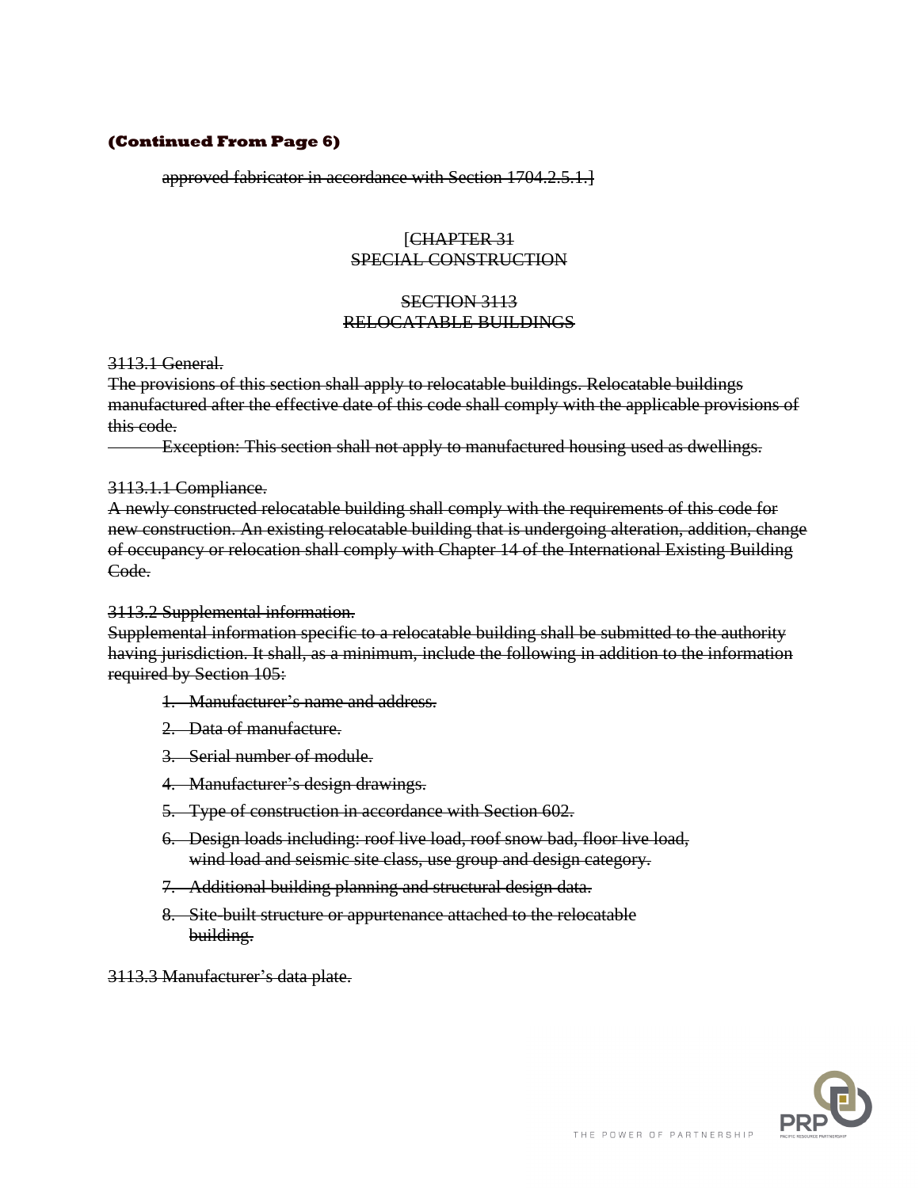**(Continued From Page 6)**

~~approved fabricator in accordance with Section 1704.2.5.1.]~~

[~~CHAPTER 31~~
~~SPECIAL CONSTRUCTION~~

~~SECTION 3113~~
~~RELOCATABLE BUILDINGS~~

~~3113.1 General.~~
~~The provisions of this section shall apply to relocatable buildings. Relocatable buildings manufactured after the effective date of this code shall comply with the applicable provisions of this code.~~
~~Exception: This section shall not apply to manufactured housing used as dwellings.~~

~~3113.1.1 Compliance.~~
~~A newly constructed relocatable building shall comply with the requirements of this code for new construction. An existing relocatable building that is undergoing alteration, addition, change of occupancy or relocation shall comply with Chapter 14 of the International Existing Building Code.~~

~~3113.2 Supplemental information.~~
~~Supplemental information specific to a relocatable building shall be submitted to the authority having jurisdiction. It shall, as a minimum, include the following in addition to the information required by Section 105:~~

1. ~~Manufacturer's name and address.~~
2. ~~Data of manufacture.~~
3. ~~Serial number of module.~~
4. ~~Manufacturer's design drawings.~~
5. ~~Type of construction in accordance with Section 602.~~
6. ~~Design loads including: roof live load, roof snow bad, floor live load, wind load and seismic site class, use group and design category.~~
7. ~~Additional building planning and structural design data.~~
8. ~~Site-built structure or appurtenance attached to the relocatable building.~~

~~3113.3 Manufacturer's data plate.~~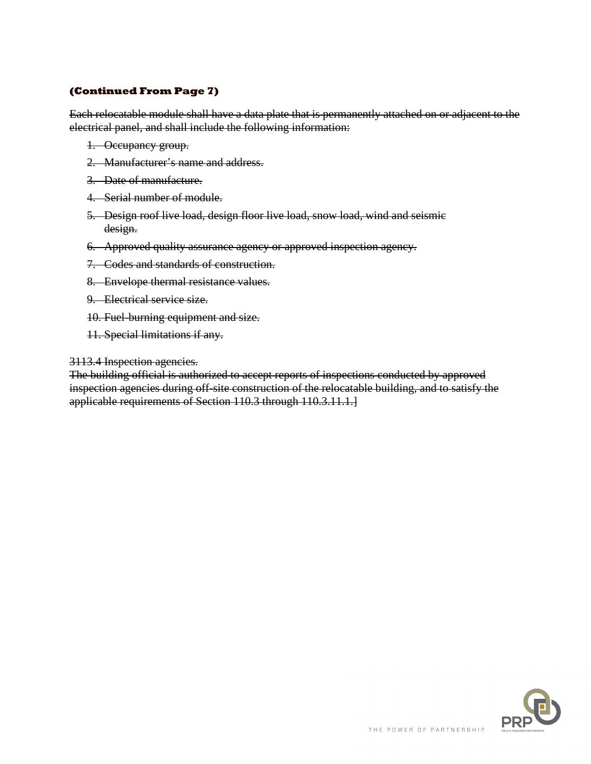**(Continued From Page 7)**

~~Each relocatable module shall have a data plate that is permanently attached on or adjacent to the electrical panel, and shall include the following information:~~

1. ~~Occupancy group.~~
2. ~~Manufacturer's name and address.~~
3. ~~Date of manufacture.~~
4. ~~Serial number of module.~~
5. ~~Design roof live load, design floor live load, snow load, wind and seismic design.~~
6. ~~Approved quality assurance agency or approved inspection agency.~~
7. ~~Codes and standards of construction.~~
8. ~~Envelope thermal resistance values.~~
9. ~~Electrical service size.~~
10. ~~Fuel-burning equipment and size.~~
11. ~~Special limitations if any.~~

~~3113.4 Inspection agencies.~~
~~The building official is authorized to accept reports of inspections conducted by approved inspection agencies during off-site construction of the relocatable building, and to satisfy the applicable requirements of Section 110.3 through 110.3.11.1.]~~